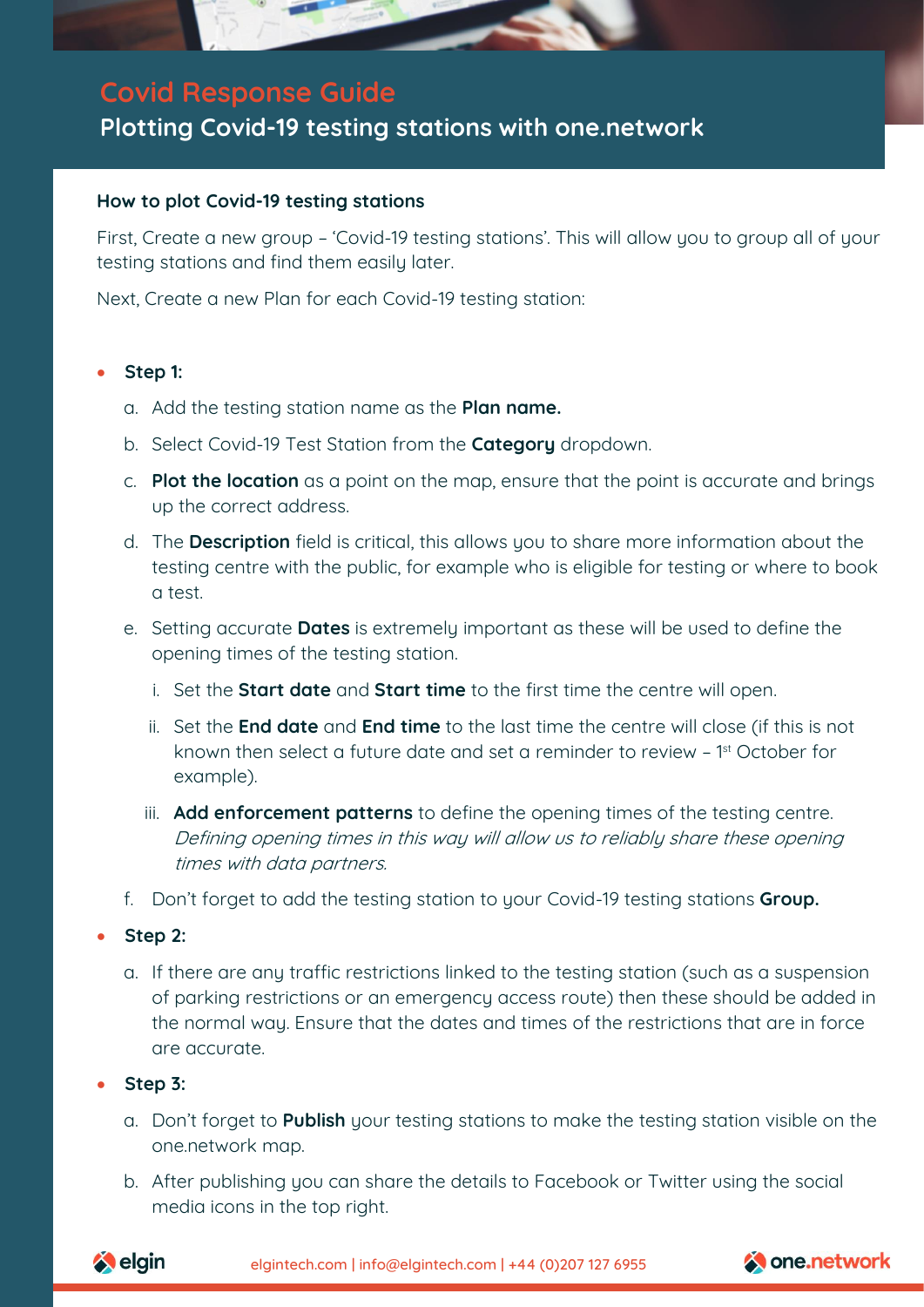# Covid Response Guide

## Plotting Covid-19 testing stations with one.network

### How to plot Covid-19 testing stations

First, Create a new group – 'Covid-19 testing stations'. This will allow you to group all of your testing stations and find them easily later.

Next, Create a new Plan for each Covid-19 testing station:

- **Step 1:**
  a. Add the testing station name as the **Plan name.**
  b. Select Covid-19 Test Station from the **Category** dropdown.
  c. **Plot the location** as a point on the map, ensure that the point is accurate and brings up the correct address.
  d. The **Description** field is critical, this allows you to share more information about the testing centre with the public, for example who is eligible for testing or where to book a test.
  e. Setting accurate **Dates** is extremely important as these will be used to define the opening times of the testing station.
     i. Set the **Start date** and **Start time** to the first time the centre will open.
     ii. Set the **End date** and **End time** to the last time the centre will close (if this is not known then select a future date and set a reminder to review – 1st October for example).
     iii. **Add enforcement patterns** to define the opening times of the testing centre. *Defining opening times in this way will allow us to reliably share these opening times with data partners.*
  f. Don't forget to add the testing station to your Covid-19 testing stations **Group.**
- **Step 2:**
  a. If there are any traffic restrictions linked to the testing station (such as a suspension of parking restrictions or an emergency access route) then these should be added in the normal way. Ensure that the dates and times of the restrictions that are in force are accurate.
- **Step 3:**
  a. Don't forget to **Publish** your testing stations to make the testing station visible on the one.network map.
  b. After publishing you can share the details to Facebook or Twitter using the social media icons in the top right.

elgin | elgintech.com | info@elgintech.com | +44 (0)207 127 6955 | one.network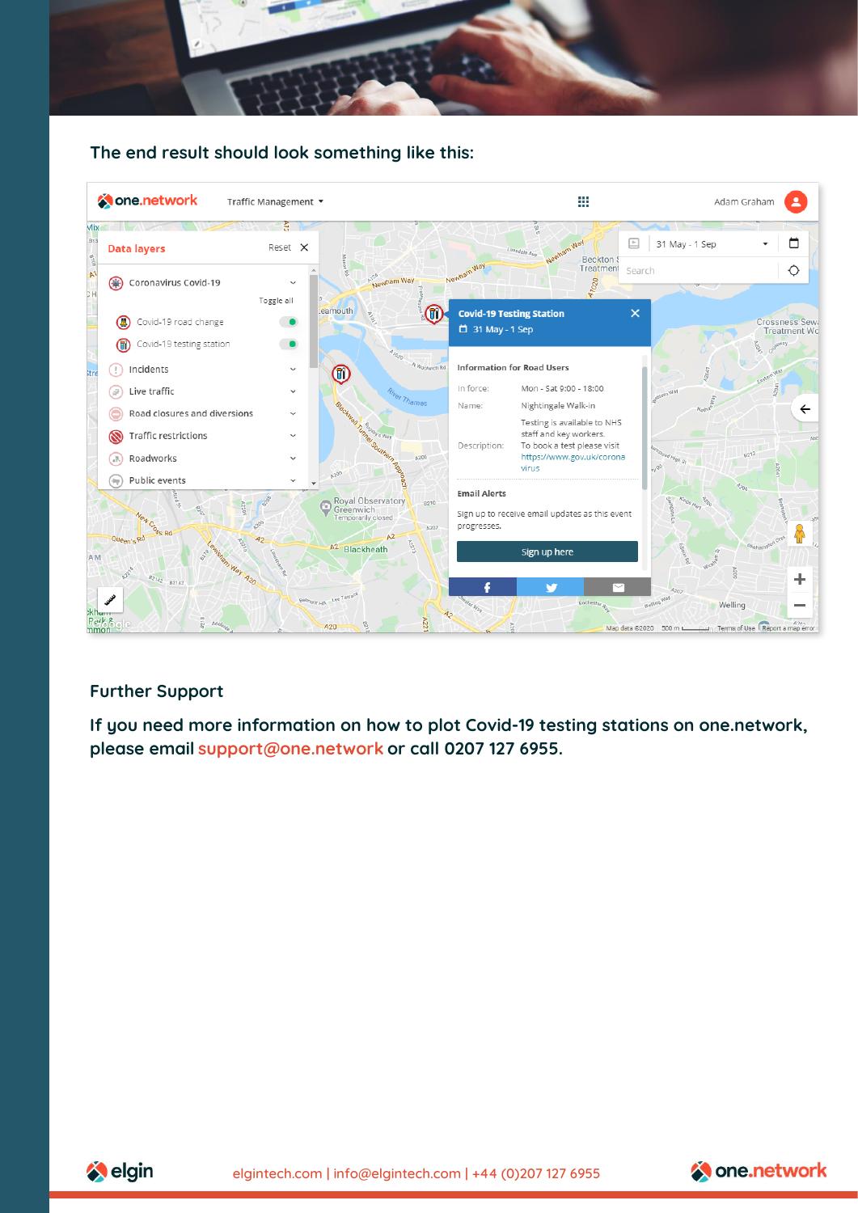The end result should look something like this:

## Further Support

**If you need more information on how to plot Covid-19 testing stations on one.network, please email support@one.network or call 0207 127 6955.**